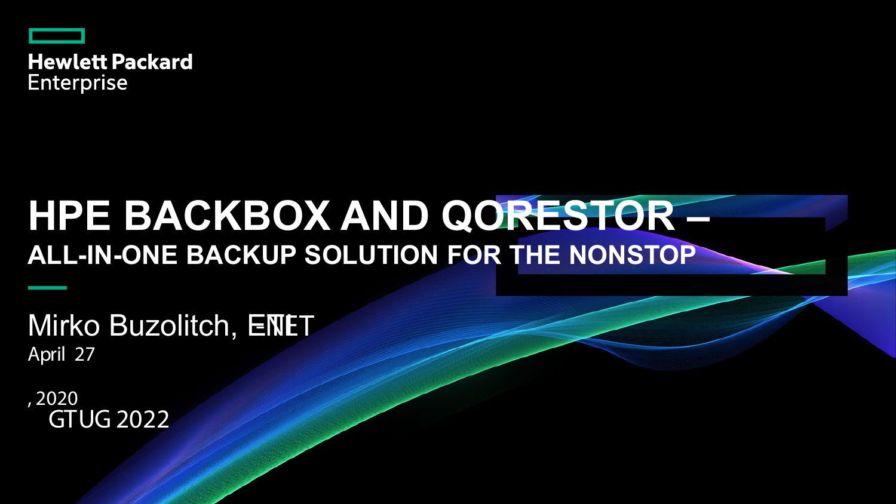Hewlett Packard Enterprise

# HPE BACKBOX AND QORESTOR –

## ALL-IN-ONE BACKUP SOLUTION FOR THE NONSTOP

Mirko Buzolitch, ETI-NET

April 27, 2020

GTUG 2022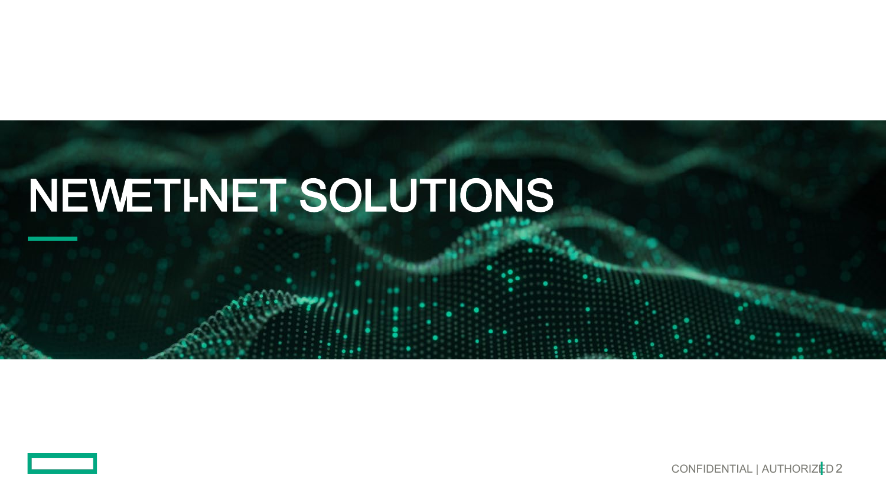# NEWETH-NET SOLUTIONS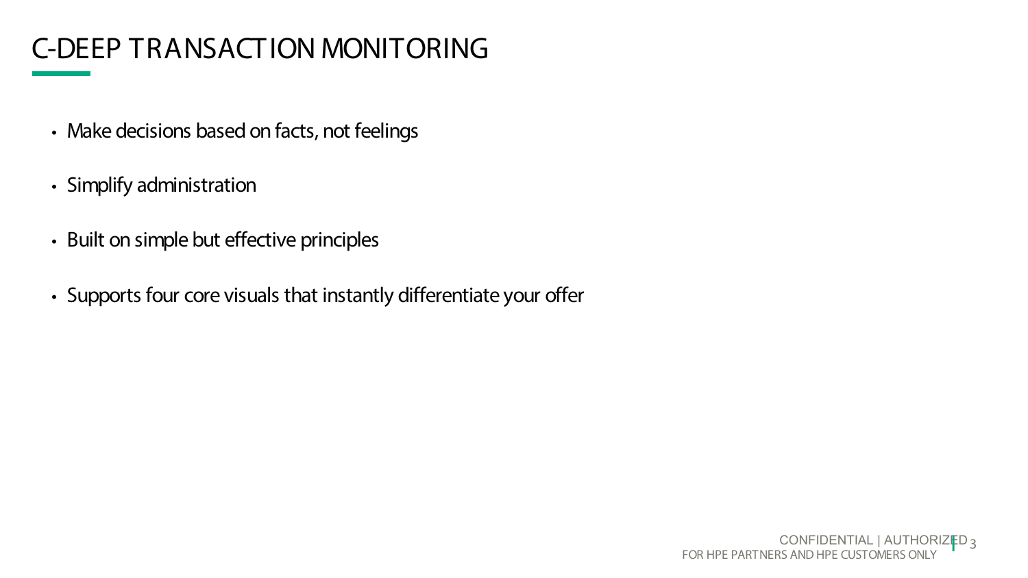# C-DEEP TRANSACTION MONITORING

- Make decisions based on facts, not feelings
- Simplify administration
- Built on simple but effective principles
- Supports four core visuals that instantly differentiate your offer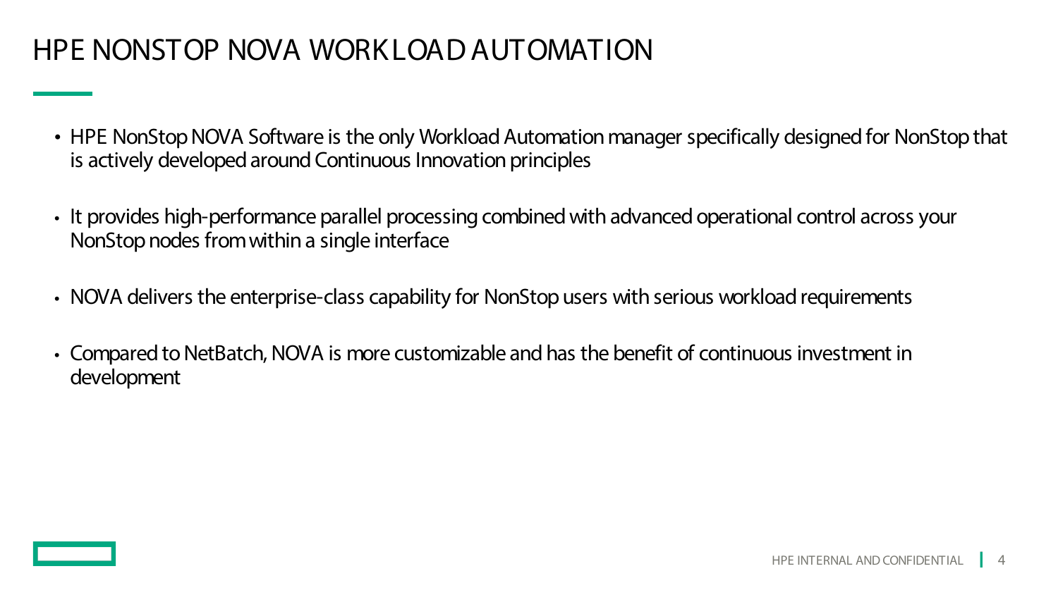# HPE NONSTOP NOVA WORKLOAD AUTOMATION

- HPE NonStop NOVA Software is the only Workload Automation manager specifically designed for NonStop that is actively developed around Continuous Innovation principles
- It provides high-performance parallel processing combined with advanced operational control across your NonStop nodes from within a single interface
- NOVA delivers the enterprise-class capability for NonStop users with serious workload requirements
- Compared to NetBatch, NOVA is more customizable and has the benefit of continuous investment in development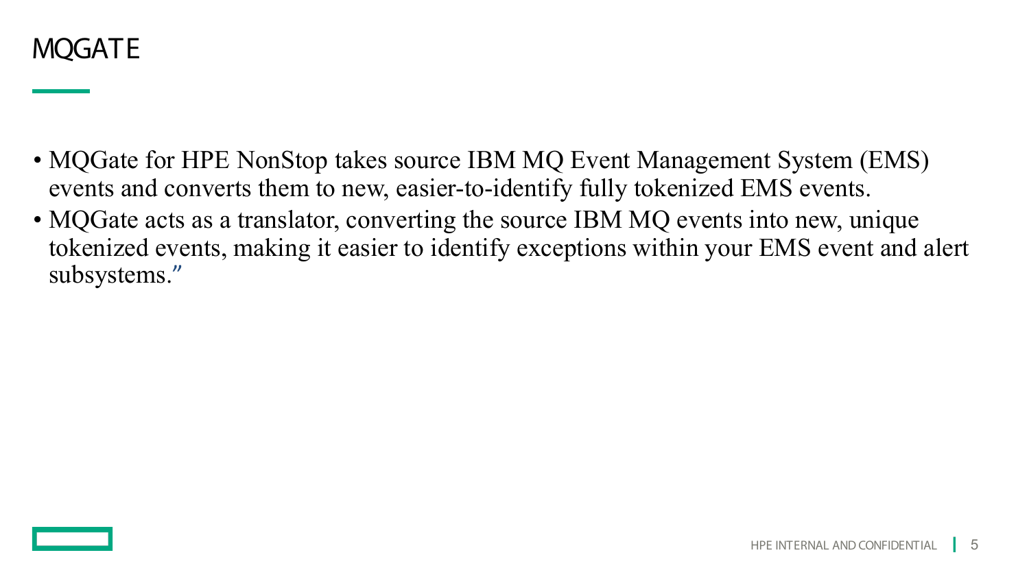# MQGATE

- MQGate for HPE NonStop takes source IBM MQ Event Management System (EMS) events and converts them to new, easier-to-identify fully tokenized EMS events.
- MQGate acts as a translator, converting the source IBM MQ events into new, unique tokenized events, making it easier to identify exceptions within your EMS event and alert subsystems."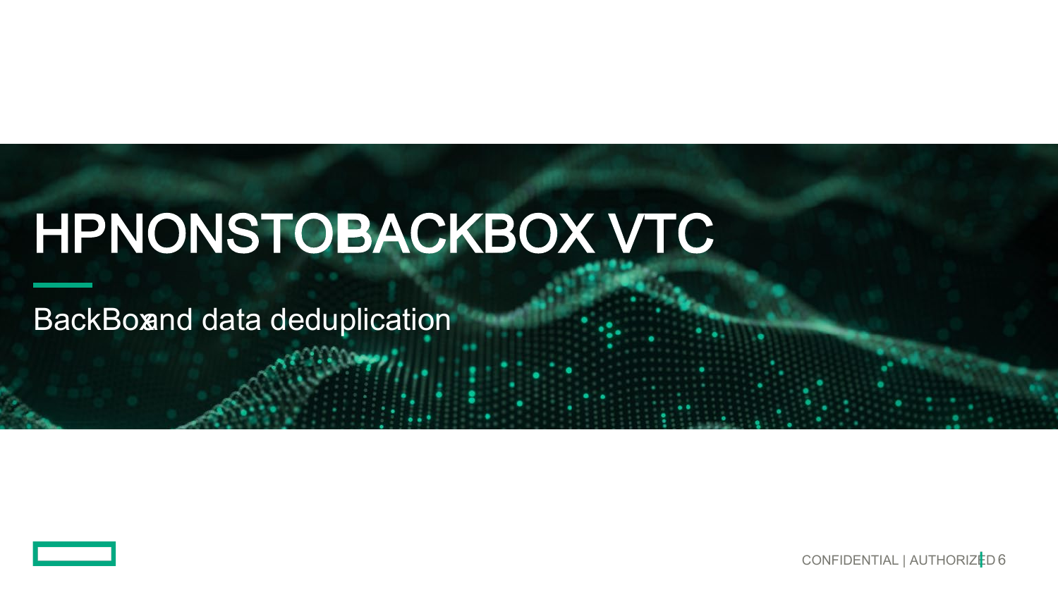# HPNONSTOBACKBOX VTC

BackBoxand data deduplication

CONFIDENTIAL | AUTHORIZED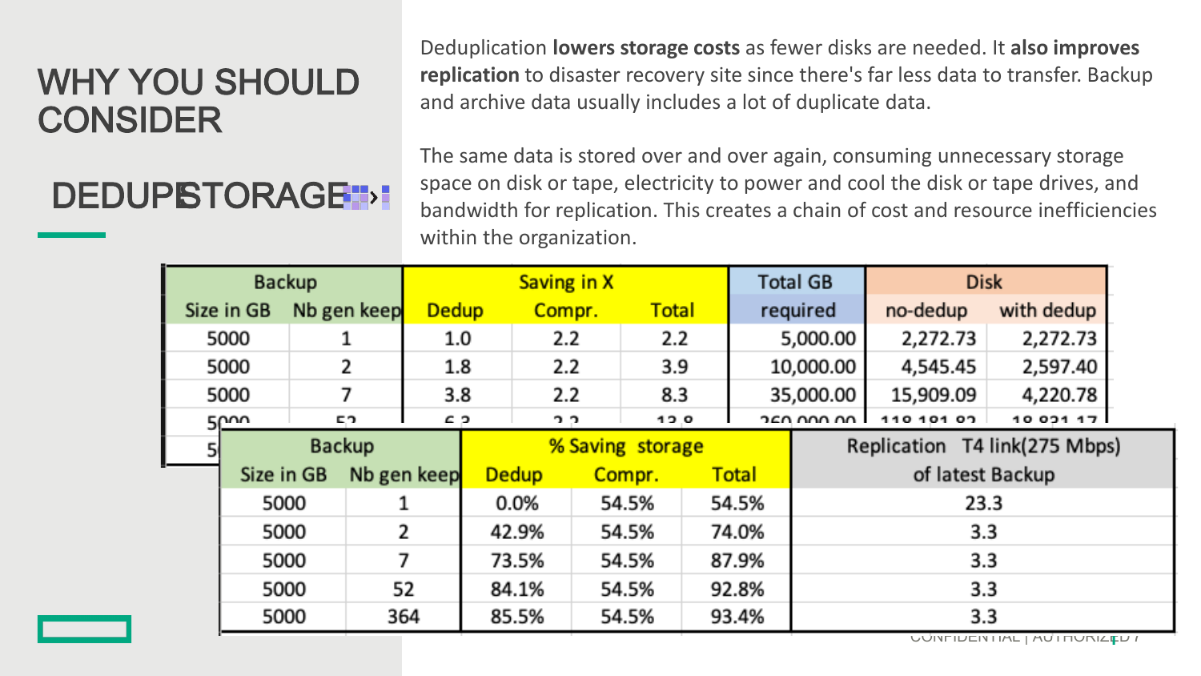# WHY YOU SHOULD CONSIDER

## DEDUP STORAGE

Deduplication **lowers storage costs** as fewer disks are needed. It **also improves replication** to disaster recovery site since there's far less data to transfer. Backup and archive data usually includes a lot of duplicate data.

The same data is stored over and over again, consuming unnecessary storage space on disk or tape, electricity to power and cool the disk or tape drives, and bandwidth for replication. This creates a chain of cost and resource inefficiencies within the organization.

| Backup | | Saving in X | | | Total GB | Disk | |
|---|---|---|---|---|---|---|---|
| Size in GB | Nb gen keep | Dedup | Compr. | Total | required | no-dedup | with dedup |
| 5000 | 1 | 1.0 | 2.2 | 2.2 | 5,000.00 | 2,272.73 | 2,272.73 |
| 5000 | 2 | 1.8 | 2.2 | 3.9 | 10,000.00 | 4,545.45 | 2,597.40 |
| 5000 | 7 | 3.8 | 2.2 | 8.3 | 35,000.00 | 15,909.09 | 4,220.78 |
| 5000 | 52 | 6.3 | 2.2 | 13.8 | 260,000.00 | 118,181.82 | 18,831.17 |

| Backup | | % Saving storage | | | Replication T4 link(275 Mbps) |
|---|---|---|---|---|---|
| Size in GB | Nb gen keep | Dedup | Compr. | Total | of latest Backup |
| 5000 | 1 | 0.0% | 54.5% | 54.5% | 23.3 |
| 5000 | 2 | 42.9% | 54.5% | 74.0% | 3.3 |
| 5000 | 7 | 73.5% | 54.5% | 87.9% | 3.3 |
| 5000 | 52 | 84.1% | 54.5% | 92.8% | 3.3 |
| 5000 | 364 | 85.5% | 54.5% | 93.4% | 3.3 |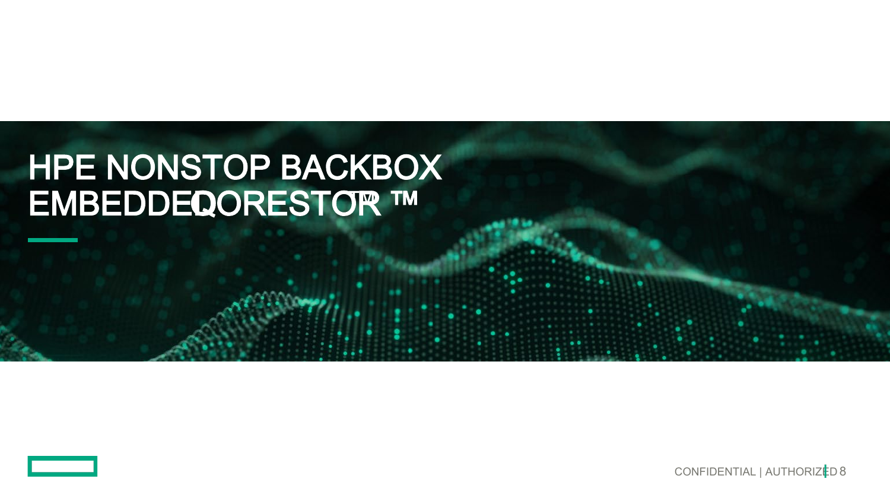# HPE NONSTOP BACKBOX EMBEDDED QORESTOR ™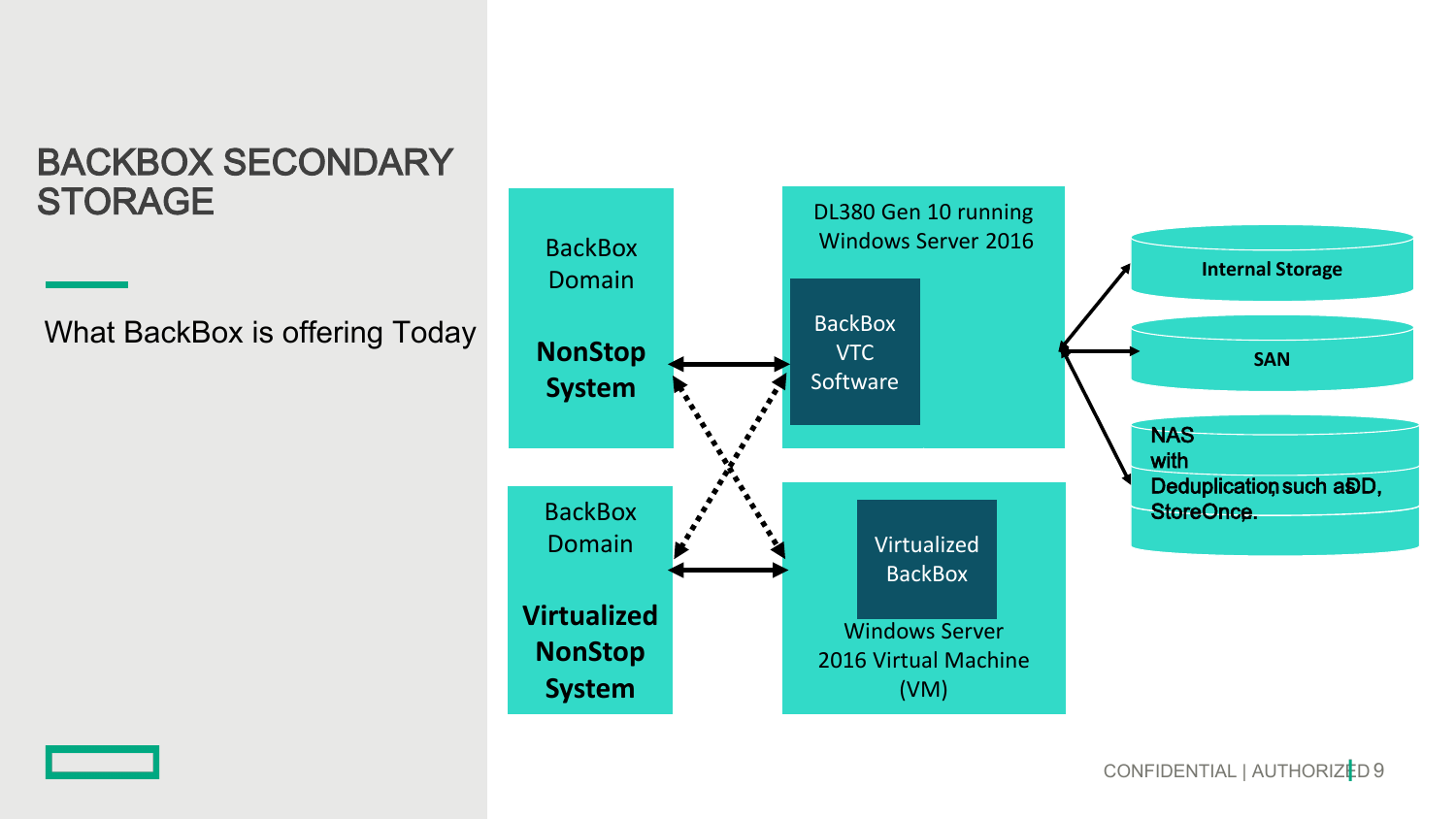# BACKBOX SECONDARY STORAGE

What BackBox is offering Today

BackBox Domain

**NonStop System**

DL380 Gen 10 running Windows Server 2016

BackBox VTC Software

**Internal Storage**

**SAN**

**NAS with Deduplication, such as DD, StoreOnce.**

BackBox Domain

**Virtualized NonStop System**

Virtualized BackBox

Windows Server 2016 Virtual Machine (VM)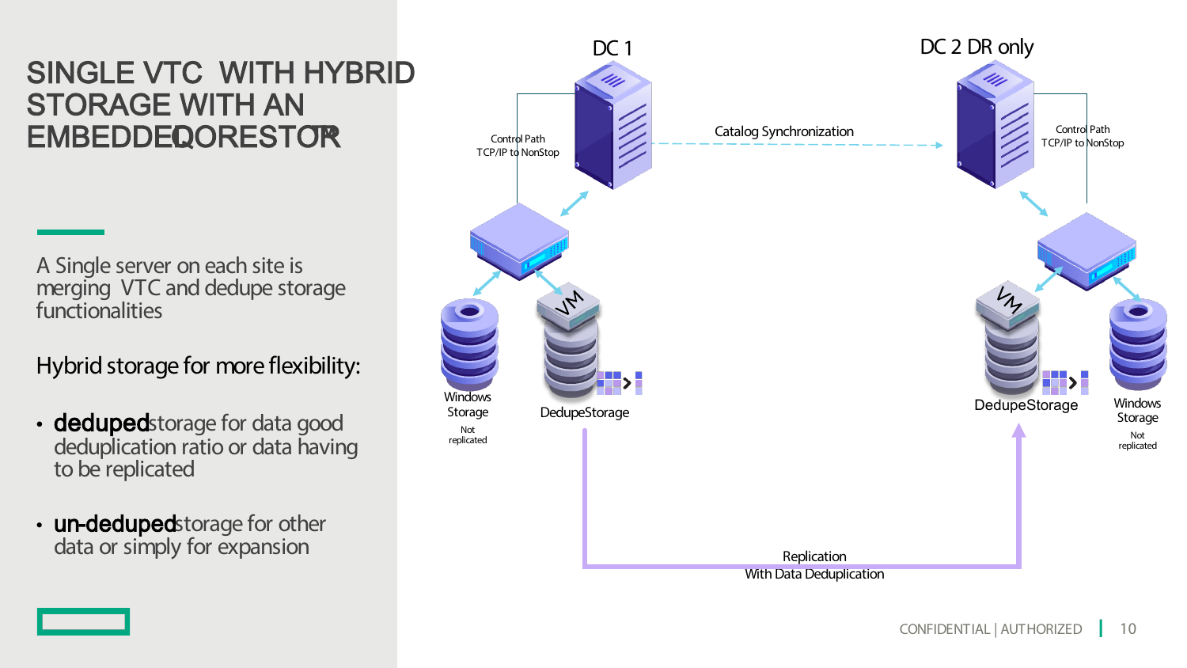# SINGLE VTC WITH HYBRID STORAGE WITH AN EMBEDDED QORESTOR™

A Single server on each site is merging VTC and dedupe storage functionalities

Hybrid storage for more flexibility:

- **deduped** storage for data good deduplication ratio or data having to be replicated
- **un-deduped** storage for other data or simply for expansion

DC 1

DC 2 DR only

Control Path
TCP/IP to NonStop

Catalog Synchronization

Control Path
TCP/IP to NonStop

Windows Storage

Not replicated

DedupeStorage

DedupeStorage

Windows Storage

Not replicated

Replication
With Data Deduplication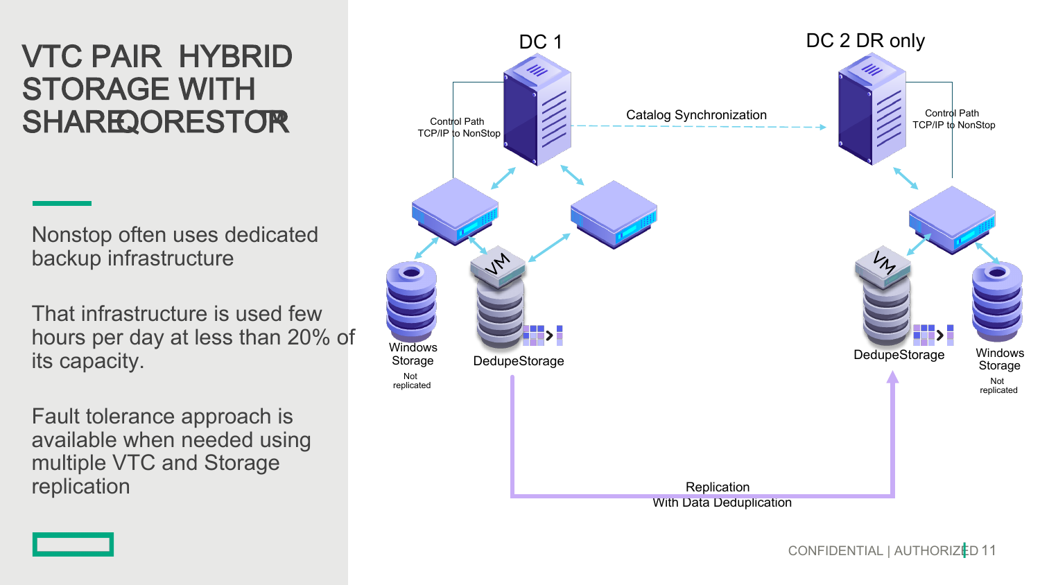# VTC PAIR HYBRID STORAGE WITH SHAREQORESTOR

Nonstop often uses dedicated backup infrastructure

That infrastructure is used few hours per day at less than 20% of its capacity.

Fault tolerance approach is available when needed using multiple VTC and Storage replication

DC 1

DC 2 DR only

Catalog Synchronization

Control Path
TCP/IP to NonStop

Control Path
TCP/IP to NonStop

Windows Storage
Not replicated

DedupeStorage

DedupeStorage

Windows Storage
Not replicated

Replication
With Data Deduplication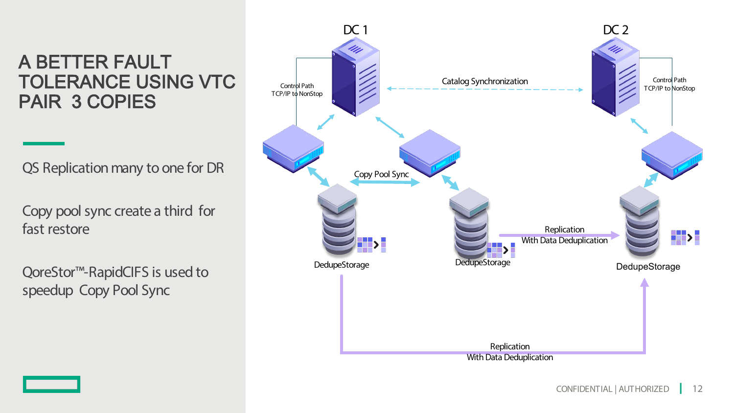# A BETTER FAULT TOLERANCE USING VTC PAIR 3 COPIES

QS Replication many to one for DR

Copy pool sync create a third for fast restore

QoreStor™-RapidCIFS is used to speedup Copy Pool Sync

DC 1

DC 2

Catalog Synchronization

Control Path
TCP/IP to NonStop

Control Path
TCP/IP to NonStop

Copy Pool Sync

Replication
With Data Deduplication

DedupeStorage

DedupeStorage

DedupeStorage

Replication
With Data Deduplication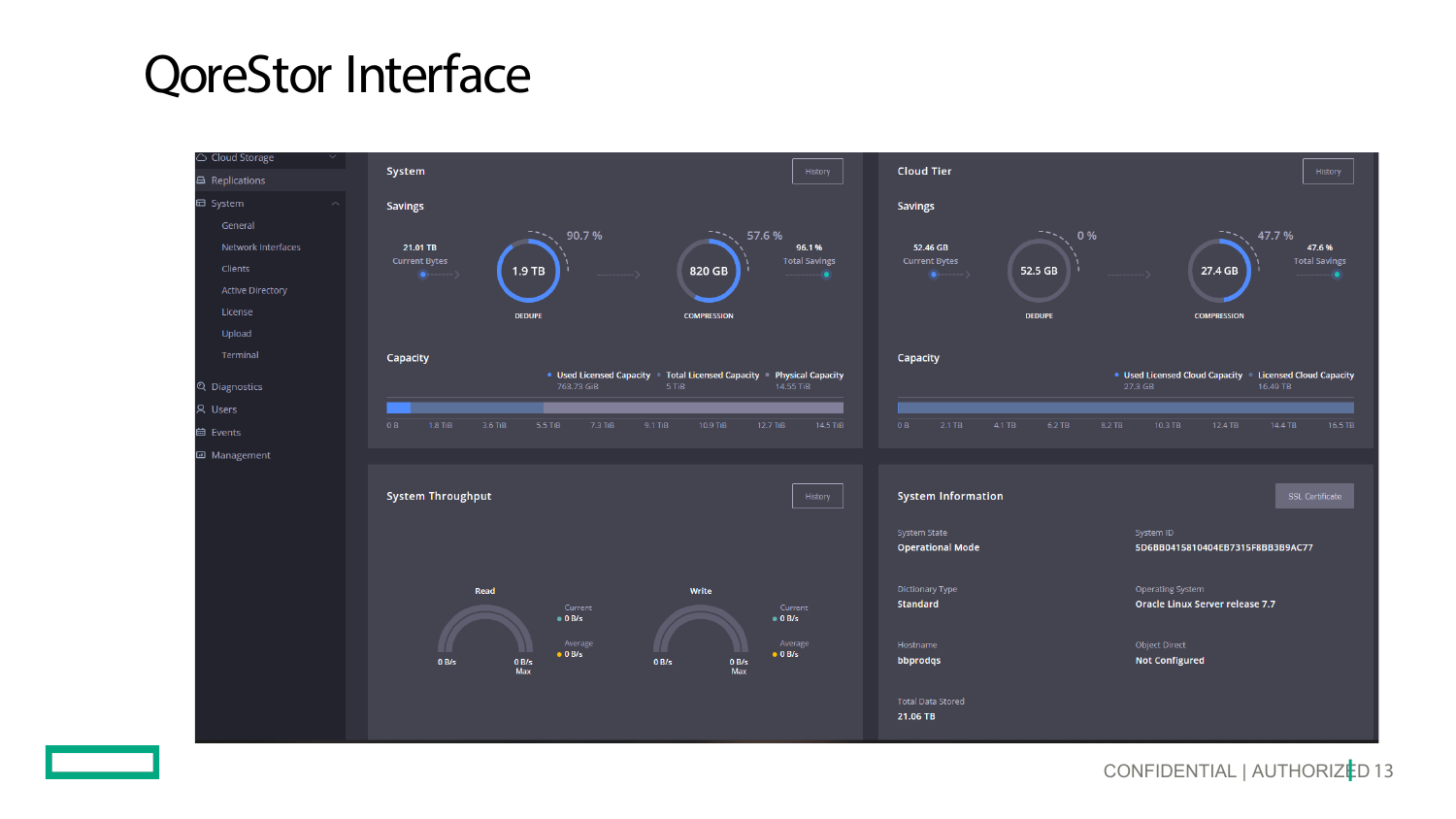# QoreStor Interface

- Cloud Storage
- Replications
- System
  - General
  - Network Interfaces
  - Clients
  - Active Directory
  - License
  - Upload
  - Terminal
- Diagnostics
- Users
- Events
- Management

## System

History

### Savings

21.01 TB
Current Bytes

1.9 TB — 90.7 %
DEDUPE

820 GB — 57.6 %
COMPRESSION

96.1 %
Total Savings

### Capacity

- Used Licensed Capacity: 763.73 GiB
- Total Licensed Capacity: 5 TiB
- Physical Capacity: 14.55 TiB

0 B | 1.8 TiB | 3.6 TiB | 5.5 TiB | 7.3 TiB | 9.1 TiB | 10.9 TiB | 12.7 TiB | 14.5 TiB

## Cloud Tier

History

### Savings

52.46 GB
Current Bytes

52.5 GB — 0 %
DEDUPE

27.4 GB — 47.7 %
COMPRESSION

47.6 %
Total Savings

### Capacity

- Used Licensed Cloud Capacity: 27.3 GB
- Licensed Cloud Capacity: 16.49 TB

0 B | 2.1 TB | 4.1 TB | 6.2 TB | 8.2 TB | 10.3 TB | 12.4 TB | 14.4 TB | 16.5 TB

## System Throughput

History

**Read**
0 B/s — 0 B/s Max
Current: 0 B/s
Average: 0 B/s

**Write**
0 B/s — 0 B/s Max
Current: 0 B/s
Average: 0 B/s

## System Information

SSL Certificate

| | |
|---|---|
| System State: **Operational Mode** | System ID: **5D6BB0415810404EB7315F8BB3B9AC77** |
| Dictionary Type: **Standard** | Operating System: **Oracle Linux Server release 7.7** |
| Hostname: **bbprodqs** | Object Direct: **Not Configured** |
| Total Data Stored: **21.06 TB** | |

CONFIDENTIAL | AUTHORIZED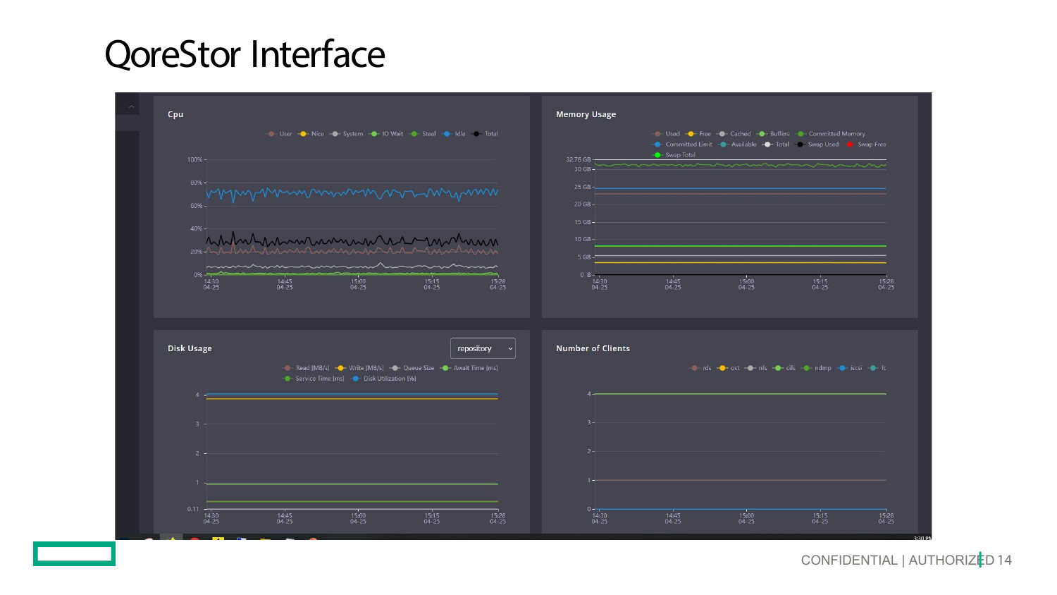# QoreStor Interface

**Cpu**

User · Nice · System · IO Wait · Steal · Idle · Total

100% · 80% · 60% · 40% · 20% · 0%

14:30 04-25 · 14:45 04-25 · 15:00 04-25 · 15:15 04-25 · 15:28 04-25

**Memory Usage**

Used · Free · Cached · Buffers · Committed Memory · Committed Limit · Available · Total · Swap Used · Swap Free · Swap Total

32.76 GB · 30 GB · 25 GB · 20 GB · 15 GB · 10 GB · 5 GB · 0 B

14:30 04-25 · 14:45 04-25 · 15:00 04-25 · 15:15 04-25 · 15:28 04-25

**Disk Usage**

repository

Read [MB/s] · Write [MB/s] · Queue Size · Await Time [ms] · Service Time [ms] · Disk Utilization [%]

4 · 3 · 2 · 1 · 0.11

14:30 04-25 · 14:45 04-25 · 15:00 04-25 · 15:15 04-25 · 15:28 04-25

**Number of Clients**

rds · ost · nfs · cifs · ndmp · iscsi · fc

4 · 3 · 2 · 1 · 0

14:30 04-25 · 14:45 04-25 · 15:00 04-25 · 15:15 04-25 · 15:28 04-25

CONFIDENTIAL | AUTHORIZED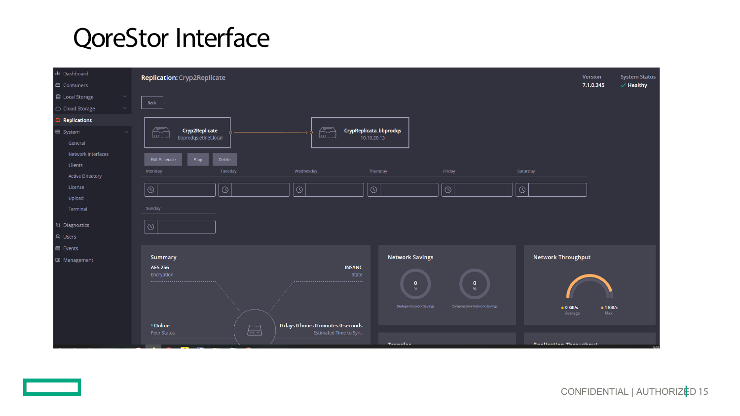# QoreStor Interface

Replication: Cryp2Replicate

Version: 7.1.0.245

System Status: Healthy

- Dashboard
- Containers
- Local Storage
- Cloud Storage
- Replications
- System
  - General
  - Network Interfaces
  - Clients
  - Active Directory
  - License
  - Upload
  - Terminal
- Diagnostics
- Users
- Events
- Management

Back

Cryp2Replicate — bbprodqs.etlnet.local → CrypReplicata_bbprodqs — 10.10.20.13

Edit Schedule | Stop | Delete

Monday | Tuesday | Wednesday | Thursday | Friday | Saturday | Sunday

**Summary**

- AES 256 — Encryption
- INSYNC — State
- Online — Peer Status
- 0 days 0 hours 0 minutes 0 seconds — Estimated Time to Sync

**Network Savings**

- 0 % — Dedupe Network Savings
- 0 % — Compression Network Savings

**Network Throughput**

- 0 KiB/s — Average
- 1 KiB/s — Max

Transfer

Replication Throughput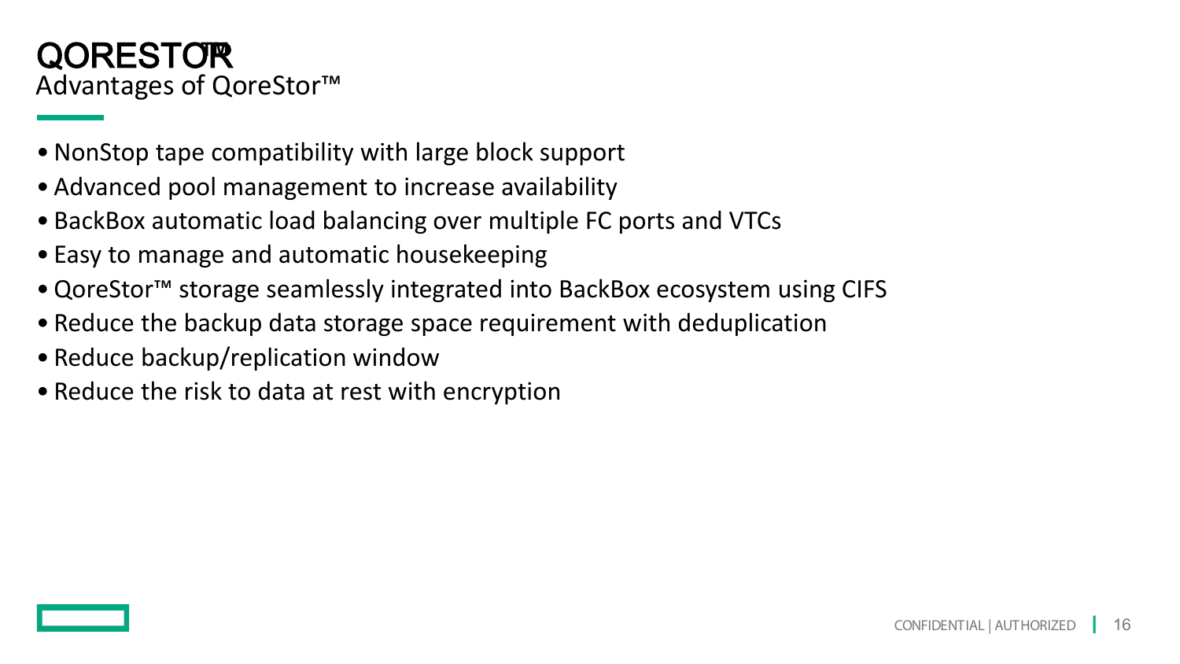# QORESTOR™

## Advantages of QoreStor™

- NonStop tape compatibility with large block support
- Advanced pool management to increase availability
- BackBox automatic load balancing over multiple FC ports and VTCs
- Easy to manage and automatic housekeeping
- QoreStor™ storage seamlessly integrated into BackBox ecosystem using CIFS
- Reduce the backup data storage space requirement with deduplication
- Reduce backup/replication window
- Reduce the risk to data at rest with encryption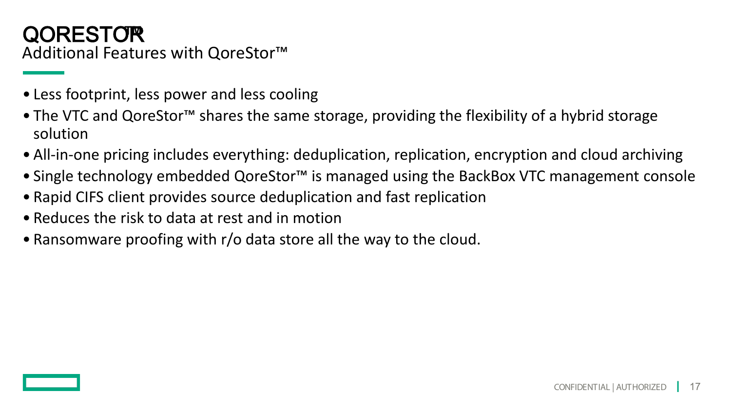# QORESTOR™

## Additional Features with QoreStor™

- Less footprint, less power and less cooling
- The VTC and QoreStor™ shares the same storage, providing the flexibility of a hybrid storage solution
- All-in-one pricing includes everything: deduplication, replication, encryption and cloud archiving
- Single technology embedded QoreStor™ is managed using the BackBox VTC management console
- Rapid CIFS client provides source deduplication and fast replication
- Reduces the risk to data at rest and in motion
- Ransomware proofing with r/o data store all the way to the cloud.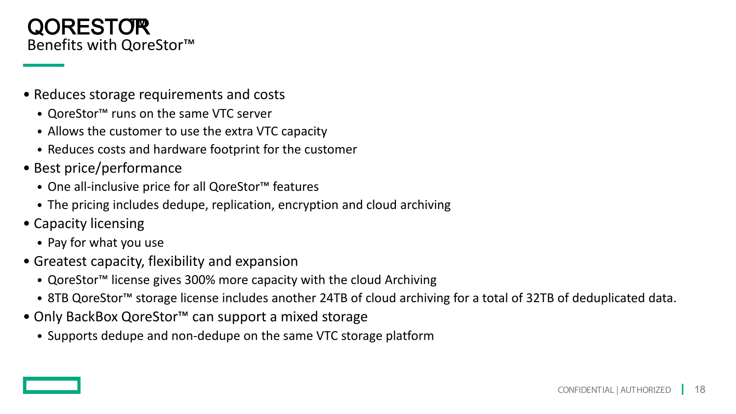# QORESTOR™

## Benefits with QoreStor™

- Reduces storage requirements and costs
  - QoreStor™ runs on the same VTC server
  - Allows the customer to use the extra VTC capacity
  - Reduces costs and hardware footprint for the customer
- Best price/performance
  - One all-inclusive price for all QoreStor™ features
  - The pricing includes dedupe, replication, encryption and cloud archiving
- Capacity licensing
  - Pay for what you use
- Greatest capacity, flexibility and expansion
  - QoreStor™ license gives 300% more capacity with the cloud Archiving
  - 8TB QoreStor™ storage license includes another 24TB of cloud archiving for a total of 32TB of deduplicated data.
- Only BackBox QoreStor™ can support a mixed storage
  - Supports dedupe and non-dedupe on the same VTC storage platform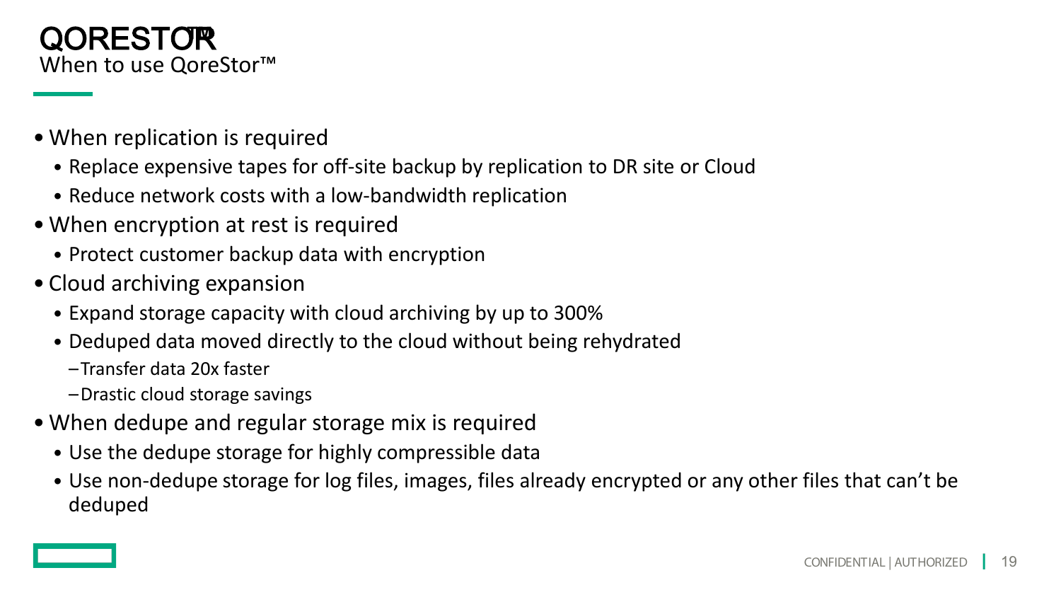# QORESTOR™

## When to use QoreStor™

- When replication is required
  - Replace expensive tapes for off-site backup by replication to DR site or Cloud
  - Reduce network costs with a low-bandwidth replication
- When encryption at rest is required
  - Protect customer backup data with encryption
- Cloud archiving expansion
  - Expand storage capacity with cloud archiving by up to 300%
  - Deduped data moved directly to the cloud without being rehydrated
    - Transfer data 20x faster
    - Drastic cloud storage savings
- When dedupe and regular storage mix is required
  - Use the dedupe storage for highly compressible data
  - Use non-dedupe storage for log files, images, files already encrypted or any other files that can't be deduped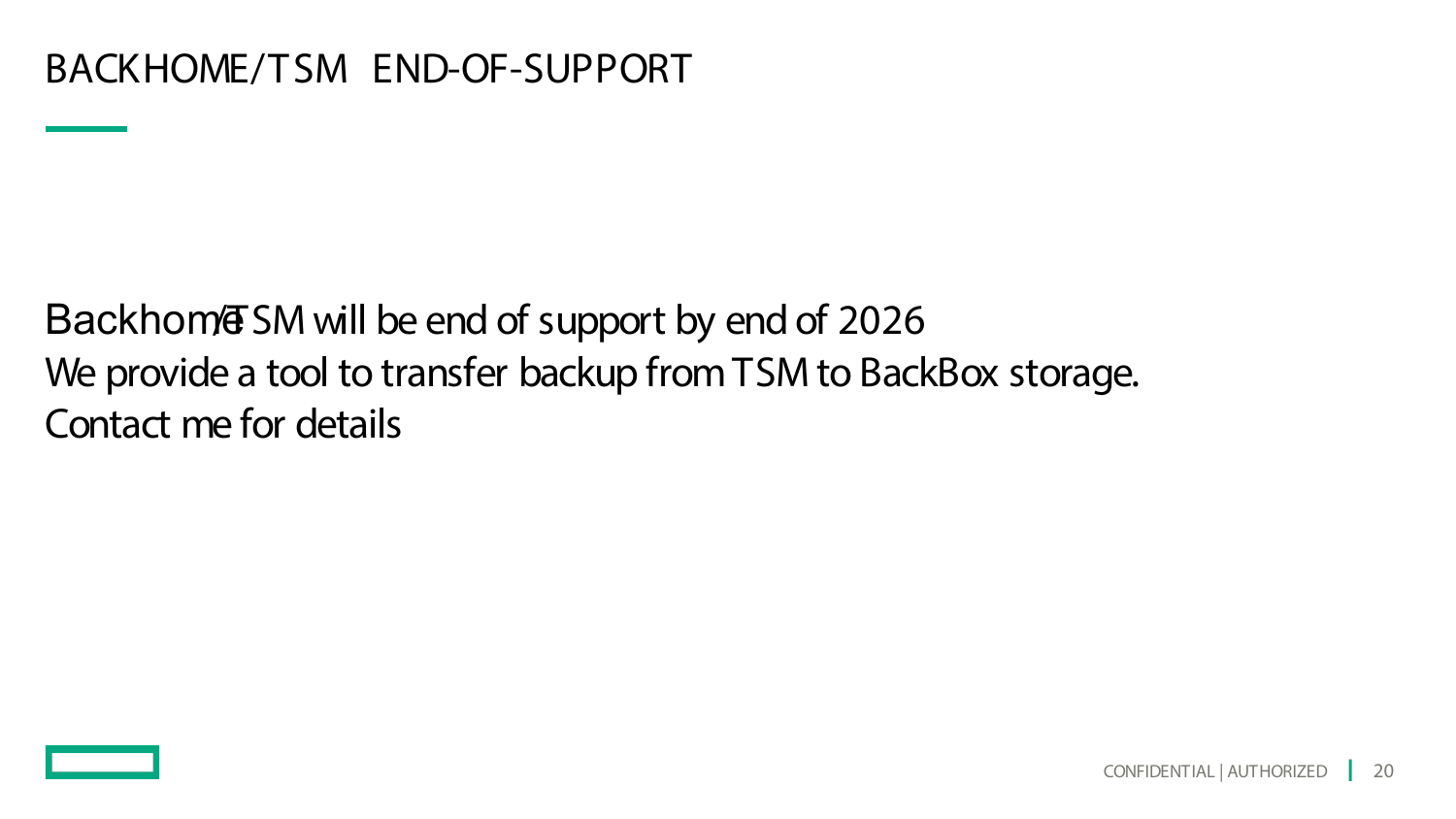# BACKHOME/TSM END-OF-SUPPORT

Backhome/TSM will be end of support by end of 2026

We provide a tool to transfer backup from TSM to BackBox storage.

Contact me for details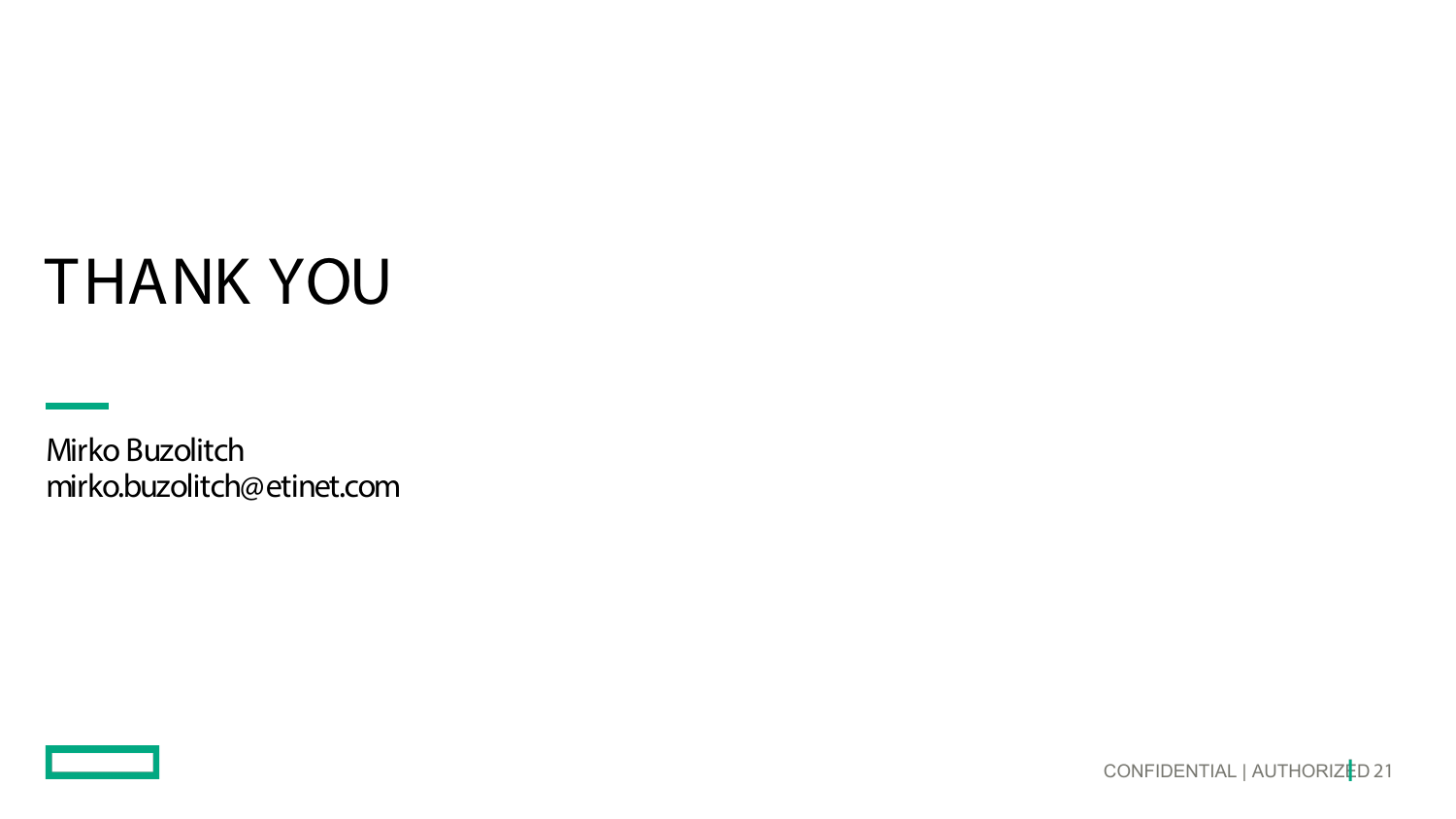# THANK YOU

Mirko Buzolitch
mirko.buzolitch@etinet.com